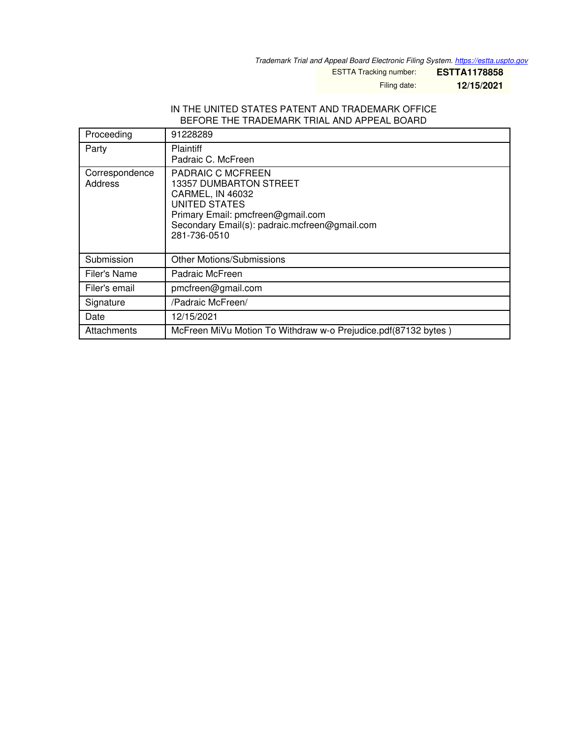*Trademark Trial and Appeal Board Electronic Filing System. https://estta.uspto.gov*

ESTTA Tracking number: **ESTTA1178858**

Filing date: **12/15/2021**

IN THE UNITED STATES PATENT AND TRADEMARK OFFICE
BEFORE THE TRADEMARK TRIAL AND APPEAL BOARD

| | |
|---|---|
| Proceeding | 91228289 |
| Party | Plaintiff<br>Padraic C. McFreen |
| Correspondence Address | PADRAIC C MCFREEN<br>13357 DUMBARTON STREET<br>CARMEL, IN 46032<br>UNITED STATES<br>Primary Email: pmcfreen@gmail.com<br>Secondary Email(s): padraic.mcfreen@gmail.com<br>281-736-0510 |
| Submission | Other Motions/Submissions |
| Filer's Name | Padraic McFreen |
| Filer's email | pmcfreen@gmail.com |
| Signature | /Padraic McFreen/ |
| Date | 12/15/2021 |
| Attachments | McFreen MiVu Motion To Withdraw w-o Prejudice.pdf(87132 bytes ) |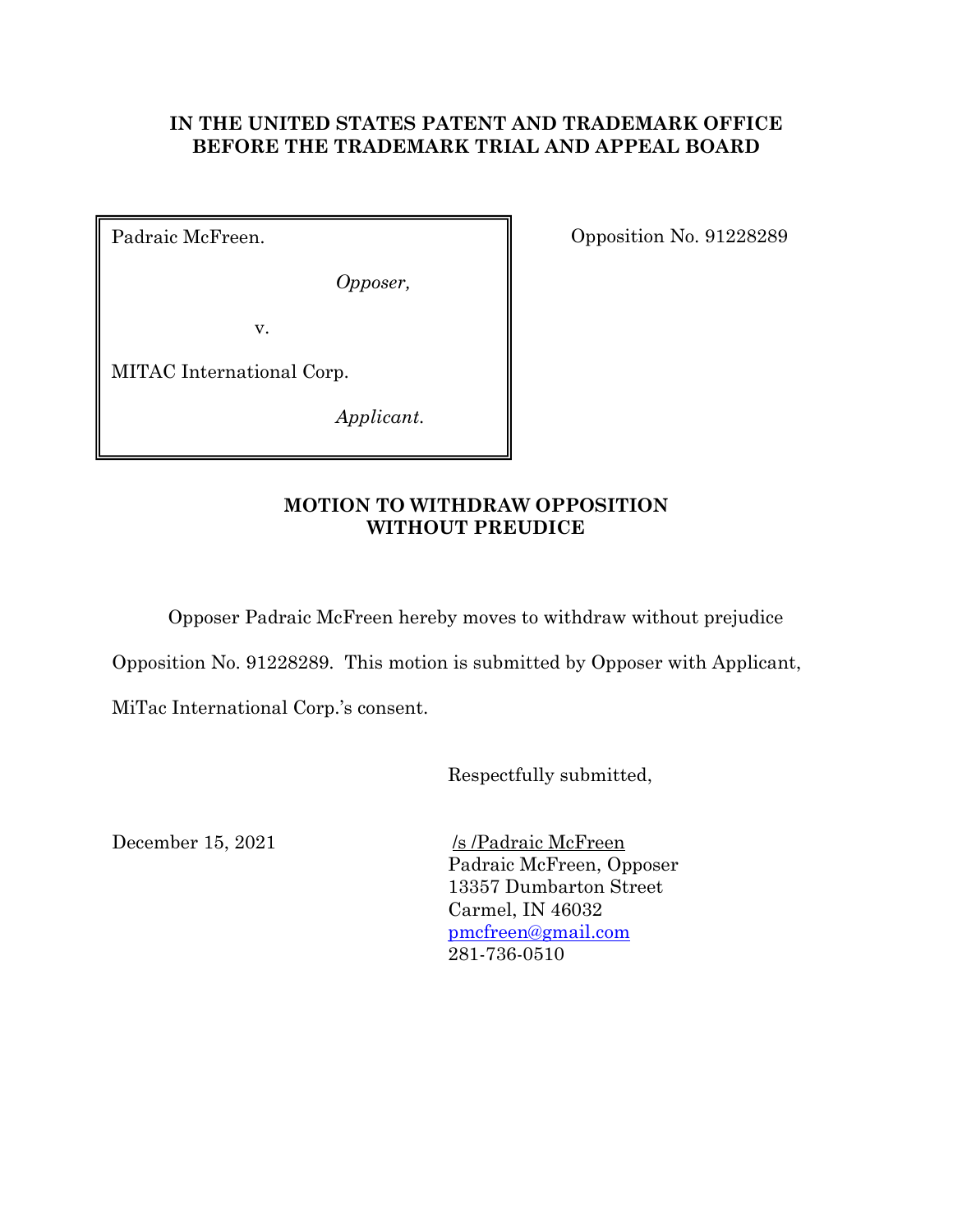**IN THE UNITED STATES PATENT AND TRADEMARK OFFICE**
**BEFORE THE TRADEMARK TRIAL AND APPEAL BOARD**

| | |
|---|---|
| Padraic McFreen.<br><br>*Opposer,*<br><br>v.<br><br>MITAC International Corp.<br><br>*Applicant.* | Opposition No. 91228289 |

**MOTION TO WITHDRAW OPPOSITION WITHOUT PREUDICE**

Opposer Padraic McFreen hereby moves to withdraw without prejudice Opposition No. 91228289. This motion is submitted by Opposer with Applicant, MiTac International Corp.'s consent.

Respectfully submitted,

December 15, 2021

/s /Padraic McFreen
Padraic McFreen, Opposer
13357 Dumbarton Street
Carmel, IN 46032
pmcfreen@gmail.com
281-736-0510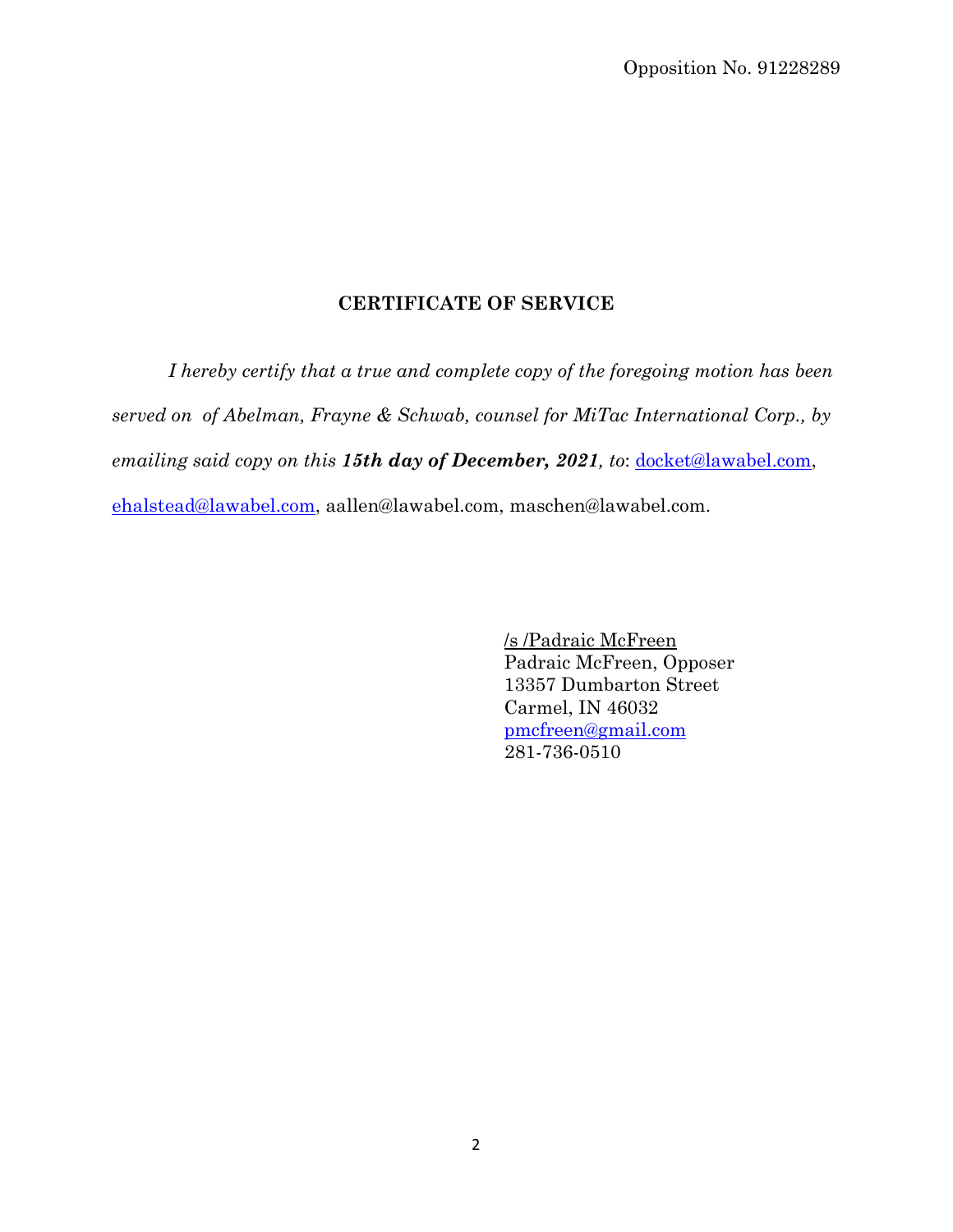Opposition No. 91228289

## CERTIFICATE OF SERVICE

*I hereby certify that a true and complete copy of the foregoing motion has been served on of Abelman, Frayne & Schwab, counsel for MiTac International Corp., by emailing said copy on this **15th day of December, 2021**, to*: docket@lawabel.com, ehalstead@lawabel.com, aallen@lawabel.com, maschen@lawabel.com.

/s /Padraic McFreen
Padraic McFreen, Opposer
13357 Dumbarton Street
Carmel, IN 46032
pmcfreen@gmail.com
281-736-0510